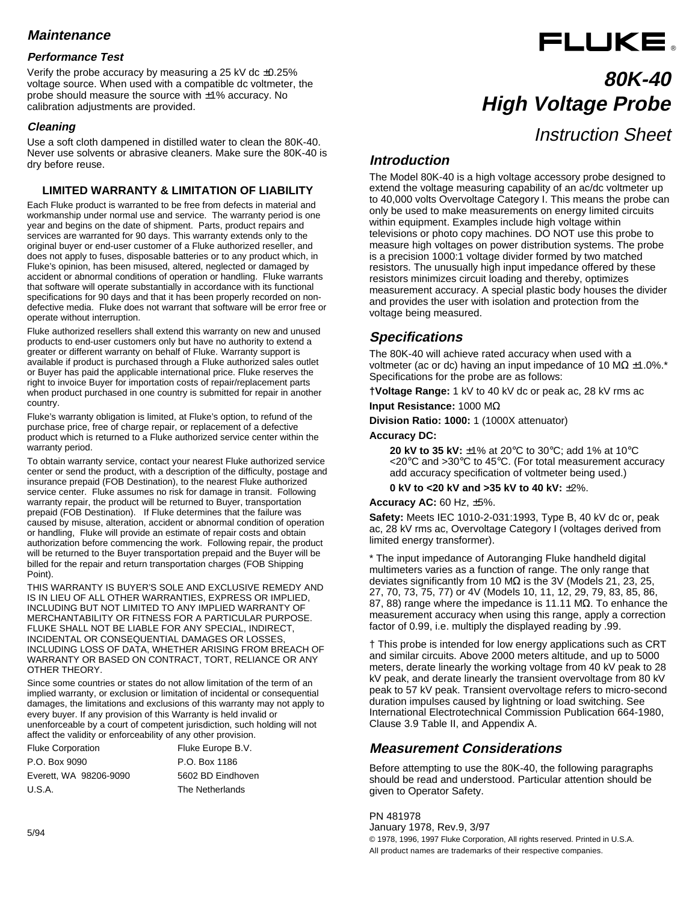# FLUKE®

# 80K-40 High Voltage Probe

## Instruction Sheet

## Introduction

The Model 80K-40 is a high voltage accessory probe designed to extend the voltage measuring capability of an ac/dc voltmeter up to 40,000 volts Overvoltage Category I. This means the probe can only be used to make measurements on energy limited circuits within equipment. Examples include high voltage within televisions or photo copy machines. DO NOT use this probe to measure high voltages on power distribution systems. The probe is a precision 1000:1 voltage divider formed by two matched resistors. The unusually high input impedance offered by these resistors minimizes circuit loading and thereby, optimizes measurement accuracy. A special plastic body houses the divider and provides the user with isolation and protection from the voltage being measured.

## Specifications

The 80K-40 will achieve rated accuracy when used with a voltmeter (ac or dc) having an input impedance of 10 MΩ ±1.0%.* Specifications for the probe are as follows:

†**Voltage Range:** 1 kV to 40 kV dc or peak ac, 28 kV rms ac

**Input Resistance:** 1000 MΩ

**Division Ratio: 1000:** 1 (1000X attenuator)

**Accuracy DC:**

> **20 kV to 35 kV:** ±1% at 20°C to 30°C; add 1% at 10°C <20°C and >30°C to 45°C. (For total measurement accuracy add accuracy specification of voltmeter being used.)
>
> **0 kV to <20 kV and >35 kV to 40 kV:** ±2%.

**Accuracy AC:** 60 Hz, ±5%.

**Safety:** Meets IEC 1010-2-031:1993, Type B, 40 kV dc or, peak ac, 28 kV rms ac, Overvoltage Category I (voltages derived from limited energy transformer).

\* The input impedance of Autoranging Fluke handheld digital multimeters varies as a function of range. The only range that deviates significantly from 10 MΩ is the 3V (Models 21, 23, 25, 27, 70, 73, 75, 77) or 4V (Models 10, 11, 12, 29, 79, 83, 85, 86, 87, 88) range where the impedance is 11.11 MΩ. To enhance the measurement accuracy when using this range, apply a correction factor of 0.99, i.e. multiply the displayed reading by .99.

† This probe is intended for low energy applications such as CRT and similar circuits. Above 2000 meters altitude, and up to 5000 meters, derate linearly the working voltage from 40 kV peak to 28 kV peak, and derate linearly the transient overvoltage from 80 kV peak to 57 kV peak. Transient overvoltage refers to micro-second duration impulses caused by lightning or load switching. See International Electrotechnical Commission Publication 664-1980, Clause 3.9 Table II, and Appendix A.

## Measurement Considerations

Before attempting to use the 80K-40, the following paragraphs should be read and understood. Particular attention should be given to Operator Safety.

PN 481978
January 1978, Rev.9, 3/97
© 1978, 1996, 1997 Fluke Corporation, All rights reserved. Printed in U.S.A.
All product names are trademarks of their respective companies.

## Maintenance

### Performance Test

Verify the probe accuracy by measuring a 25 kV dc ±0.25% voltage source. When used with a compatible dc voltmeter, the probe should measure the source with ±1% accuracy. No calibration adjustments are provided.

### Cleaning

Use a soft cloth dampened in distilled water to clean the 80K-40. Never use solvents or abrasive cleaners. Make sure the 80K-40 is dry before reuse.

### LIMITED WARRANTY & LIMITATION OF LIABILITY

Each Fluke product is warranted to be free from defects in material and workmanship under normal use and service. The warranty period is one year and begins on the date of shipment. Parts, product repairs and services are warranted for 90 days. This warranty extends only to the original buyer or end-user customer of a Fluke authorized reseller, and does not apply to fuses, disposable batteries or to any product which, in Fluke's opinion, has been misused, altered, neglected or damaged by accident or abnormal conditions of operation or handling. Fluke warrants that software will operate substantially in accordance with its functional specifications for 90 days and that it has been properly recorded on non-defective media. Fluke does not warrant that software will be error free or operate without interruption.

Fluke authorized resellers shall extend this warranty on new and unused products to end-user customers only but have no authority to extend a greater or different warranty on behalf of Fluke. Warranty support is available if product is purchased through a Fluke authorized sales outlet or Buyer has paid the applicable international price. Fluke reserves the right to invoice Buyer for importation costs of repair/replacement parts when product purchased in one country is submitted for repair in another country.

Fluke's warranty obligation is limited, at Fluke's option, to refund of the purchase price, free of charge repair, or replacement of a defective product which is returned to a Fluke authorized service center within the warranty period.

To obtain warranty service, contact your nearest Fluke authorized service center or send the product, with a description of the difficulty, postage and insurance prepaid (FOB Destination), to the nearest Fluke authorized service center. Fluke assumes no risk for damage in transit. Following warranty repair, the product will be returned to Buyer, transportation prepaid (FOB Destination). If Fluke determines that the failure was caused by misuse, alteration, accident or abnormal condition of operation or handling, Fluke will provide an estimate of repair costs and obtain authorization before commencing the work. Following repair, the product will be returned to the Buyer transportation prepaid and the Buyer will be billed for the repair and return transportation charges (FOB Shipping Point).

THIS WARRANTY IS BUYER'S SOLE AND EXCLUSIVE REMEDY AND IS IN LIEU OF ALL OTHER WARRANTIES, EXPRESS OR IMPLIED, INCLUDING BUT NOT LIMITED TO ANY IMPLIED WARRANTY OF MERCHANTABILITY OR FITNESS FOR A PARTICULAR PURPOSE. FLUKE SHALL NOT BE LIABLE FOR ANY SPECIAL, INDIRECT, INCIDENTAL OR CONSEQUENTIAL DAMAGES OR LOSSES, INCLUDING LOSS OF DATA, WHETHER ARISING FROM BREACH OF WARRANTY OR BASED ON CONTRACT, TORT, RELIANCE OR ANY OTHER THEORY.

Since some countries or states do not allow limitation of the term of an implied warranty, or exclusion or limitation of incidental or consequential damages, the limitations and exclusions of this warranty may not apply to every buyer. If any provision of this Warranty is held invalid or unenforceable by a court of competent jurisdiction, such holding will not affect the validity or enforceability of any other provision.

| Fluke Corporation | Fluke Europe B.V. |
|---|---|
| P.O. Box 9090 | P.O. Box 1186 |
| Everett, WA 98206-9090 | 5602 BD Eindhoven |
| U.S.A. | The Netherlands |

5/94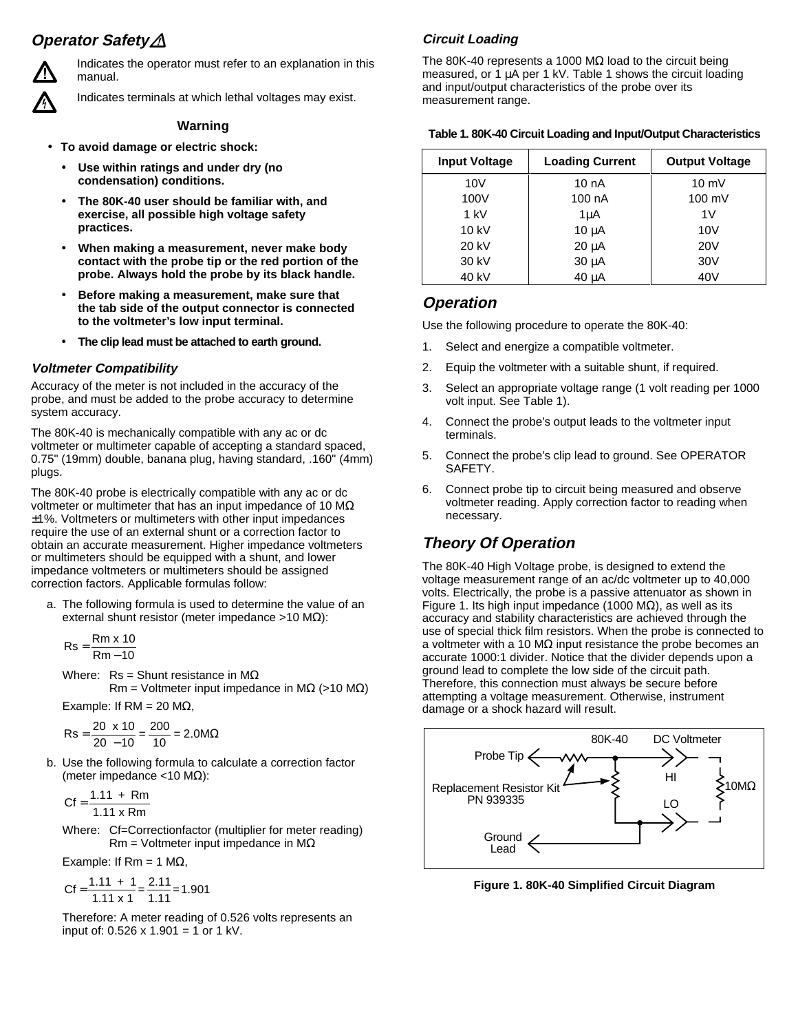## *Operator Safety*⚠

⚠ Indicates the operator must refer to an explanation in this manual.

⚠ Indicates terminals at which lethal voltages may exist.

### Warning

- **To avoid damage or electric shock:**
  - **Use within ratings and under dry (no condensation) conditions.**
  - **The 80K-40 user should be familiar with, and exercise, all possible high voltage safety practices.**
  - **When making a measurement, never make body contact with the probe tip or the red portion of the probe. Always hold the probe by its black handle.**
  - **Before making a measurement, make sure that the tab side of the output connector is connected to the voltmeter's low input terminal.**
  - **The clip lead must be attached to earth ground.**

### *Voltmeter Compatibility*

Accuracy of the meter is not included in the accuracy of the probe, and must be added to the probe accuracy to determine system accuracy.

The 80K-40 is mechanically compatible with any ac or dc voltmeter or multimeter capable of accepting a standard spaced, 0.75" (19mm) double, banana plug, having standard, .160" (4mm) plugs.

The 80K-40 probe is electrically compatible with any ac or dc voltmeter or multimeter that has an input impedance of 10 MΩ ±1%. Voltmeters or multimeters with other input impedances require the use of an external shunt or a correction factor to obtain an accurate measurement. Higher impedance voltmeters or multimeters should be equipped with a shunt, and lower impedance voltmeters or multimeters should be assigned correction factors. Applicable formulas follow:

a. The following formula is used to determine the value of an external shunt resistor (meter impedance >10 MΩ):

$$Rs = \frac{Rm \times 10}{Rm - 10}$$

Where: Rs = Shunt resistance in MΩ
Rm = Voltmeter input impedance in MΩ (>10 MΩ)

Example: If RM = 20 MΩ,

$$Rs = \frac{20 \times 10}{20 - 10} = \frac{200}{10} = 2.0M\Omega$$

b. Use the following formula to calculate a correction factor (meter impedance <10 MΩ):

$$Cf = \frac{1.11 + Rm}{1.11 \times Rm}$$

Where: Cf=Correctionfactor (multiplier for meter reading)
Rm = Voltmeter input impedance in MΩ

Example: If Rm = 1 MΩ,

$$Cf = \frac{1.11 + 1}{1.11 \times 1} = \frac{2.11}{1.11} = 1.901$$

Therefore: A meter reading of 0.526 volts represents an input of: 0.526 x 1.901 = 1 or 1 kV.

### *Circuit Loading*

The 80K-40 represents a 1000 MΩ load to the circuit being measured, or 1 µA per 1 kV. Table 1 shows the circuit loading and input/output characteristics of the probe over its measurement range.

**Table 1. 80K-40 Circuit Loading and Input/Output Characteristics**

| Input Voltage | Loading Current | Output Voltage |
|---|---|---|
| 10V | 10 nA | 10 mV |
| 100V | 100 nA | 100 mV |
| 1 kV | 1µA | 1V |
| 10 kV | 10 µA | 10V |
| 20 kV | 20 µA | 20V |
| 30 kV | 30 µA | 30V |
| 40 kV | 40 µA | 40V |

## *Operation*

Use the following procedure to operate the 80K-40:

1. Select and energize a compatible voltmeter.
2. Equip the voltmeter with a suitable shunt, if required.
3. Select an appropriate voltage range (1 volt reading per 1000 volt input. See Table 1).
4. Connect the probe's output leads to the voltmeter input terminals.
5. Connect the probe's clip lead to ground. See OPERATOR SAFETY.
6. Connect probe tip to circuit being measured and observe voltmeter reading. Apply correction factor to reading when necessary.

## *Theory Of Operation*

The 80K-40 High Voltage probe, is designed to extend the voltage measurement range of an ac/dc voltmeter up to 40,000 volts. Electrically, the probe is a passive attenuator as shown in Figure 1. Its high input impedance (1000 MΩ), as well as its accuracy and stability characteristics are achieved through the use of special thick film resistors. When the probe is connected to a voltmeter with a 10 MΩ input resistance the probe becomes an accurate 1000:1 divider. Notice that the divider depends upon a ground lead to complete the low side of the circuit path. Therefore, this connection must always be secure before attempting a voltage measurement. Otherwise, instrument damage or a shock hazard will result.

80K-40
DC Voltmeter
Probe Tip
HI
Replacement Resistor Kit
PN 939335
10MΩ
LO
Ground
Lead

**Figure 1. 80K-40 Simplified Circuit Diagram**